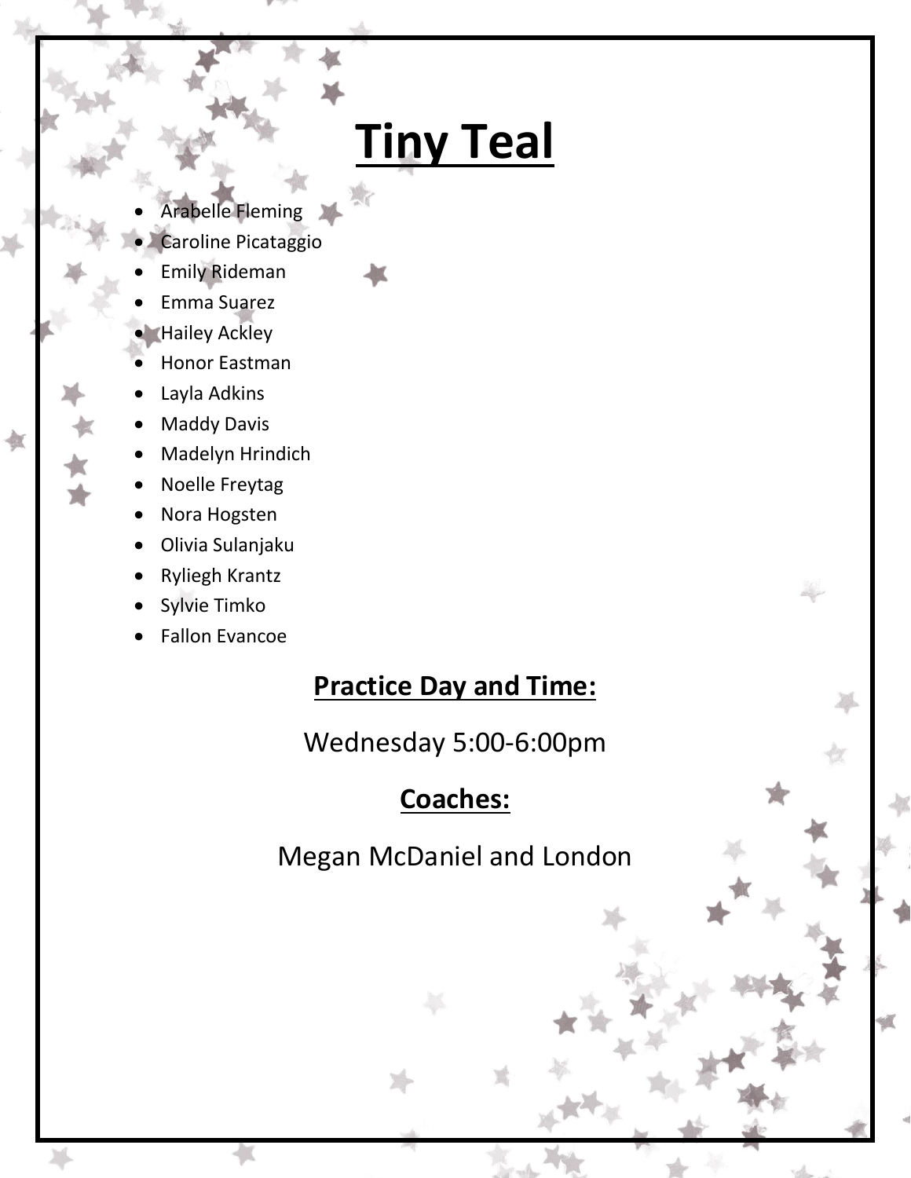# Tiny Teal

- Arabelle Fleming
- Caroline Picataggio
- Emily Rideman
- Emma Suarez
- Hailey Ackley
- Honor Eastman
- Layla Adkins
- Maddy Davis
- Madelyn Hrindich
- Noelle Freytag
- Nora Hogsten
- Olivia Sulanjaku
- Ryliegh Krantz
- Sylvie Timko
- Fallon Evancoe

## Practice Day and Time:

Wednesday 5:00-6:00pm

## Coaches:

Megan McDaniel and London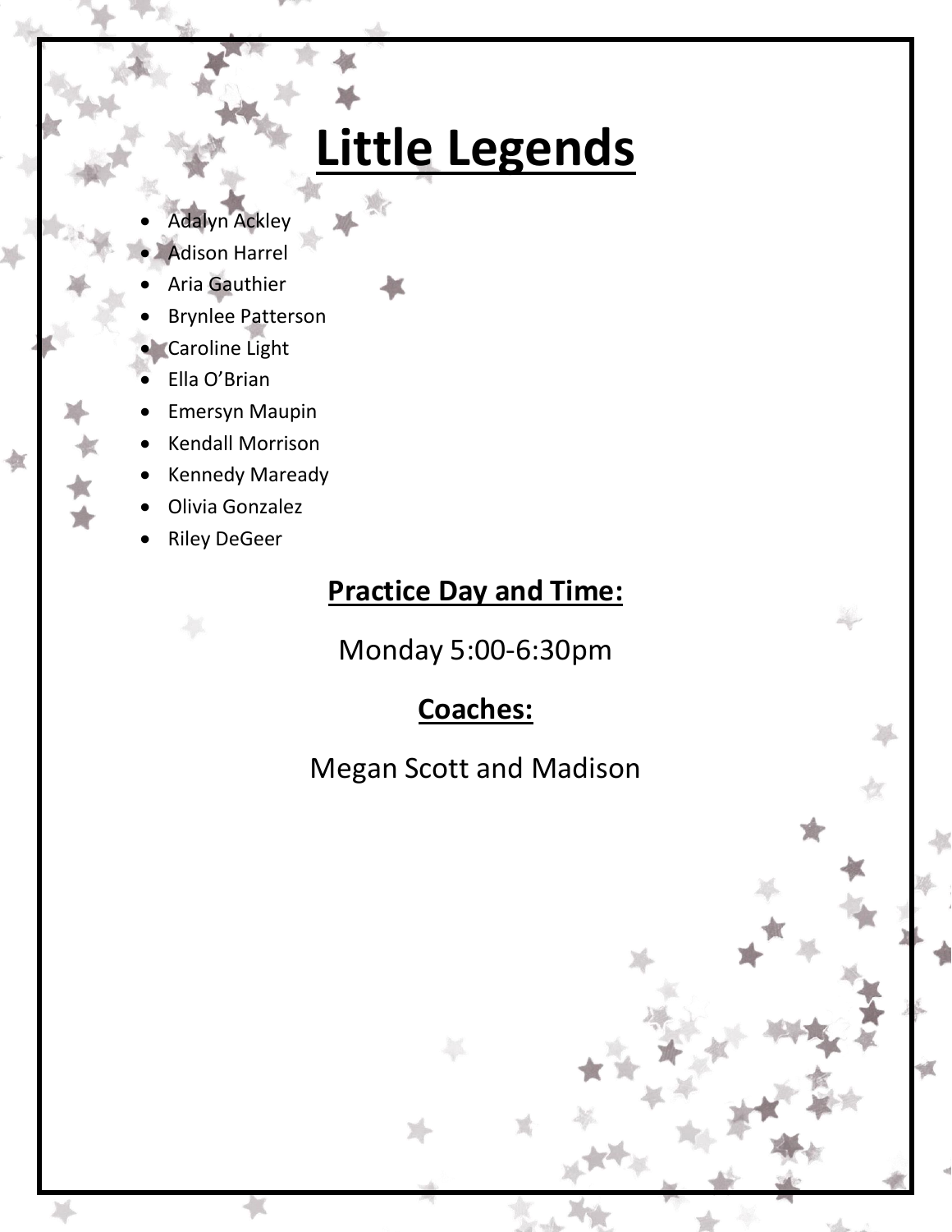# Little Legends

- Adalyn Ackley
- Adison Harrel
- Aria Gauthier
- Brynlee Patterson
- Caroline Light
- Ella O'Brian
- Emersyn Maupin
- Kendall Morrison
- Kennedy Maready
- Olivia Gonzalez
- Riley DeGeer

## Practice Day and Time:

Monday 5:00-6:30pm

## Coaches:

Megan Scott and Madison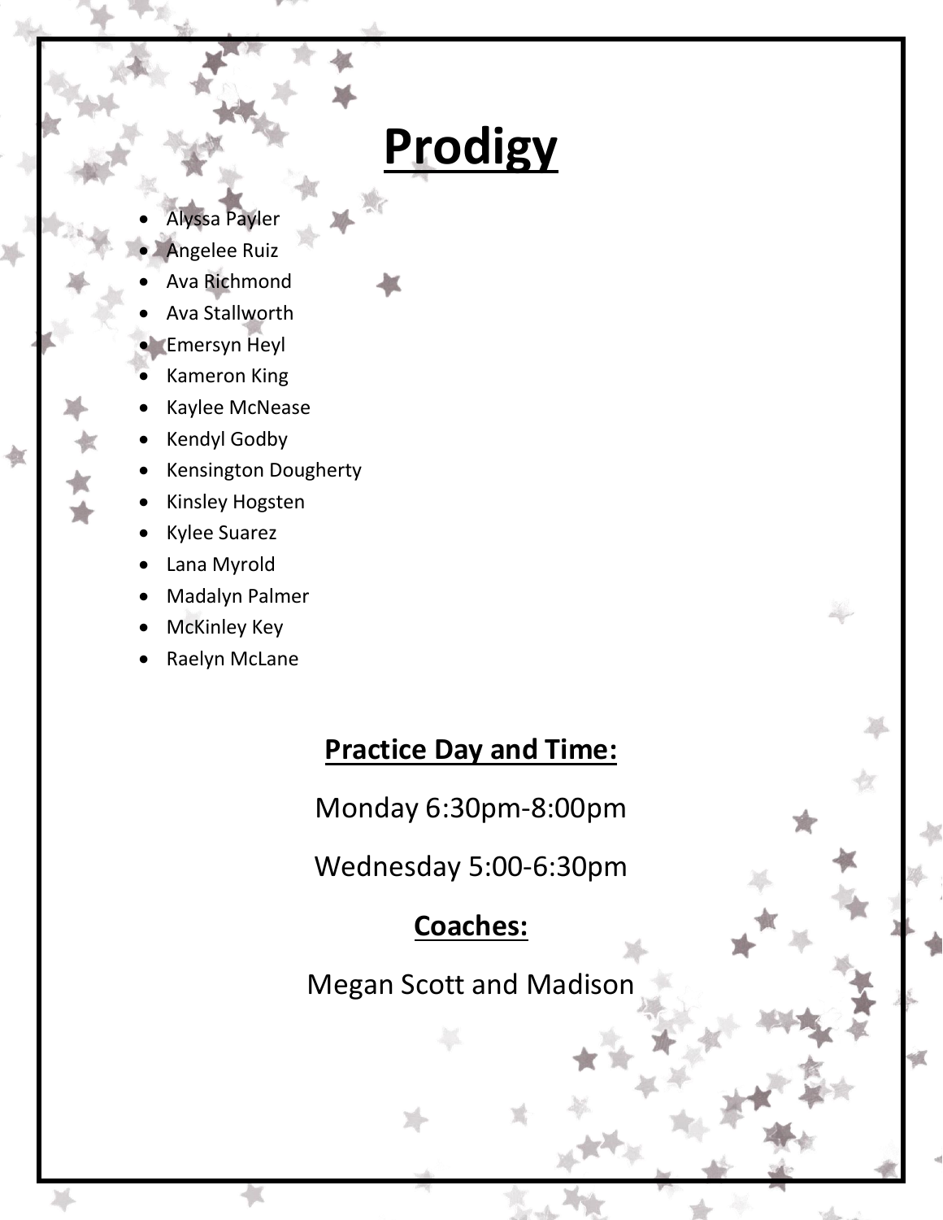# Prodigy

- Alyssa Payler
- Angelee Ruiz
- Ava Richmond
- Ava Stallworth
- Emersyn Heyl
- Kameron King
- Kaylee McNease
- Kendyl Godby
- Kensington Dougherty
- Kinsley Hogsten
- Kylee Suarez
- Lana Myrold
- Madalyn Palmer
- McKinley Key
- Raelyn McLane

## Practice Day and Time:

Monday 6:30pm-8:00pm

Wednesday 5:00-6:30pm

## Coaches:

Megan Scott and Madison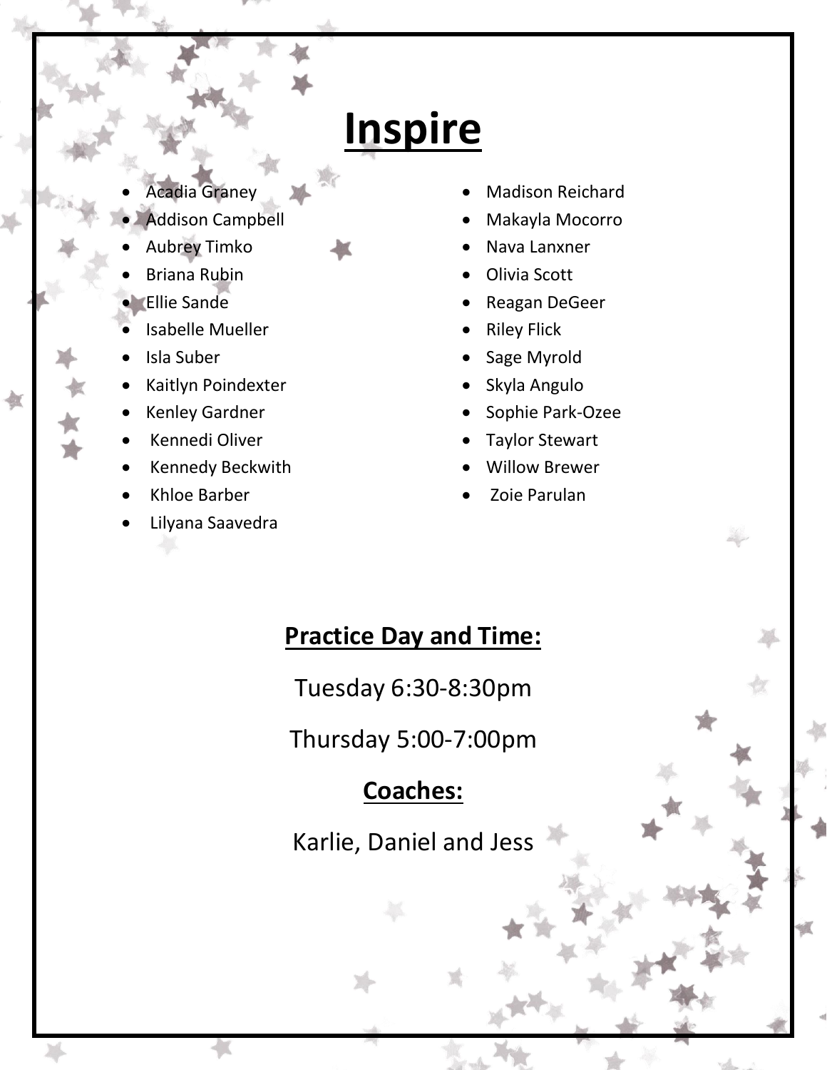# Inspire

- Acadia Graney
- Addison Campbell
- Aubrey Timko
- Briana Rubin
- Ellie Sande
- Isabelle Mueller
- Isla Suber
- Kaitlyn Poindexter
- Kenley Gardner
- Kennedi Oliver
- Kennedy Beckwith
- Khloe Barber
- Lilyana Saavedra
- Madison Reichard
- Makayla Mocorro
- Nava Lanxner
- Olivia Scott
- Reagan DeGeer
- Riley Flick
- Sage Myrold
- Skyla Angulo
- Sophie Park-Ozee
- Taylor Stewart
- Willow Brewer
- Zoie Parulan

**Practice Day and Time:**

Tuesday 6:30-8:30pm

Thursday 5:00-7:00pm

**Coaches:**

Karlie, Daniel and Jess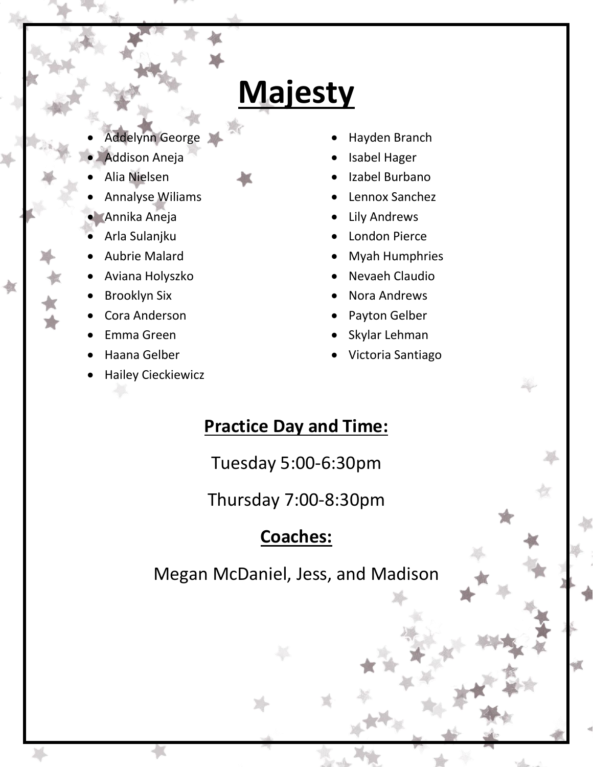# Majesty

- Addelynn George
- Addison Aneja
- Alia Nielsen
- Annalyse Wiliams
- Annika Aneja
- Arla Sulanjku
- Aubrie Malard
- Aviana Holyszko
- Brooklyn Six
- Cora Anderson
- Emma Green
- Haana Gelber
- Hailey Cieckiewicz
- Hayden Branch
- Isabel Hager
- Izabel Burbano
- Lennox Sanchez
- Lily Andrews
- London Pierce
- Myah Humphries
- Nevaeh Claudio
- Nora Andrews
- Payton Gelber
- Skylar Lehman
- Victoria Santiago

## Practice Day and Time:

Tuesday 5:00-6:30pm

Thursday 7:00-8:30pm

## Coaches:

Megan McDaniel, Jess, and Madison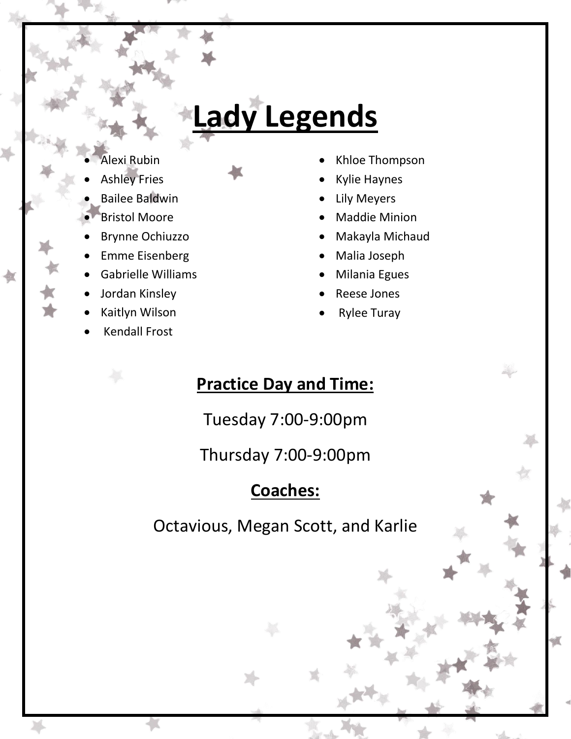# Lady Legends

- Alexi Rubin
- Ashley Fries
- Bailee Baldwin
- Bristol Moore
- Brynne Ochiuzzo
- Emme Eisenberg
- Gabrielle Williams
- Jordan Kinsley
- Kaitlyn Wilson
- Kendall Frost
- Khloe Thompson
- Kylie Haynes
- Lily Meyers
- Maddie Minion
- Makayla Michaud
- Malia Joseph
- Milania Egues
- Reese Jones
- Rylee Turay

## Practice Day and Time:

Tuesday 7:00-9:00pm

Thursday 7:00-9:00pm

## Coaches:

Octavious, Megan Scott, and Karlie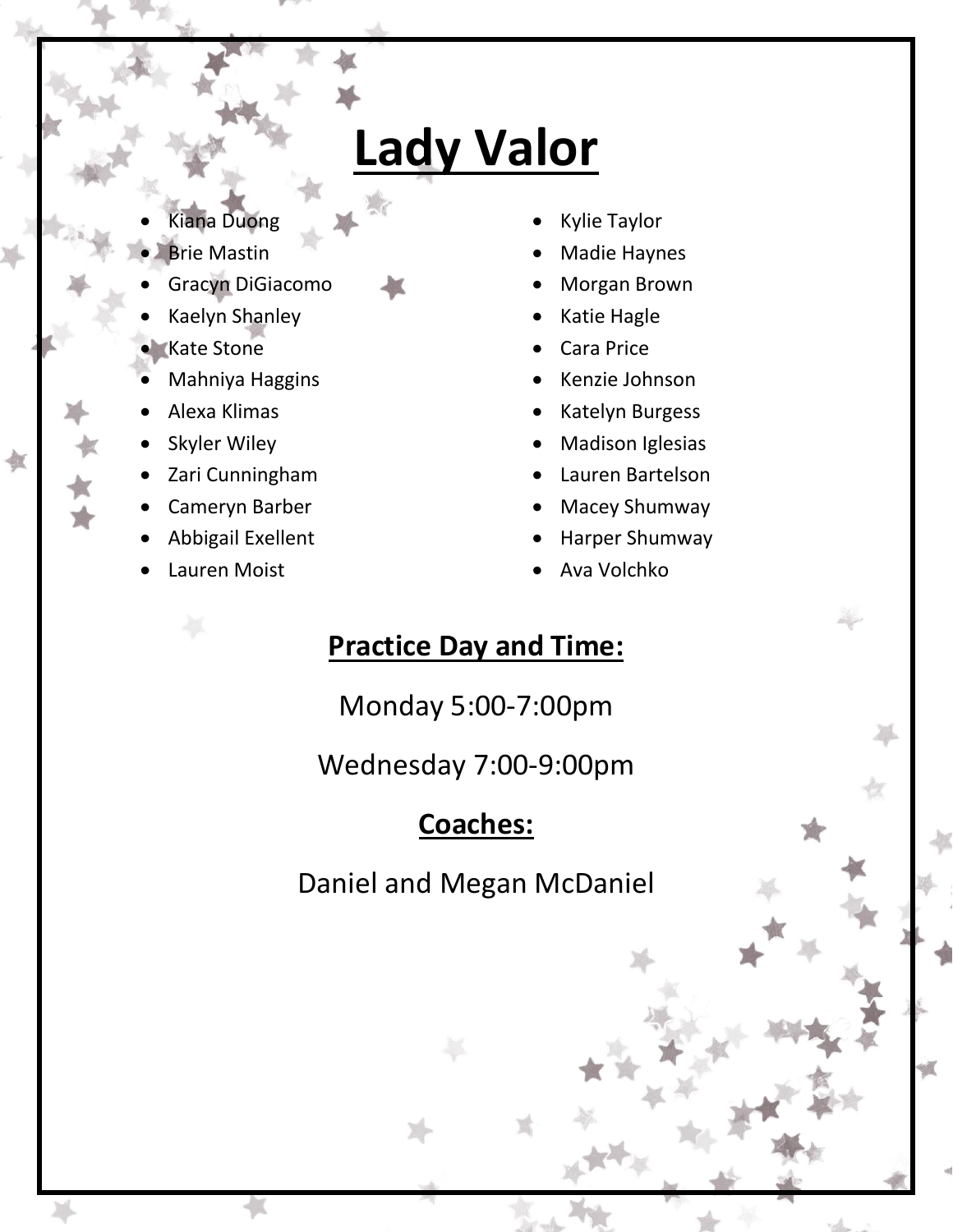# Lady Valor

- Kiana Duong
- Brie Mastin
- Gracyn DiGiacomo
- Kaelyn Shanley
- Kate Stone
- Mahniya Haggins
- Alexa Klimas
- Skyler Wiley
- Zari Cunningham
- Cameryn Barber
- Abbigail Exellent
- Lauren Moist
- Kylie Taylor
- Madie Haynes
- Morgan Brown
- Katie Hagle
- Cara Price
- Kenzie Johnson
- Katelyn Burgess
- Madison Iglesias
- Lauren Bartelson
- Macey Shumway
- Harper Shumway
- Ava Volchko

## Practice Day and Time:

Monday 5:00-7:00pm

Wednesday 7:00-9:00pm

## Coaches:

Daniel and Megan McDaniel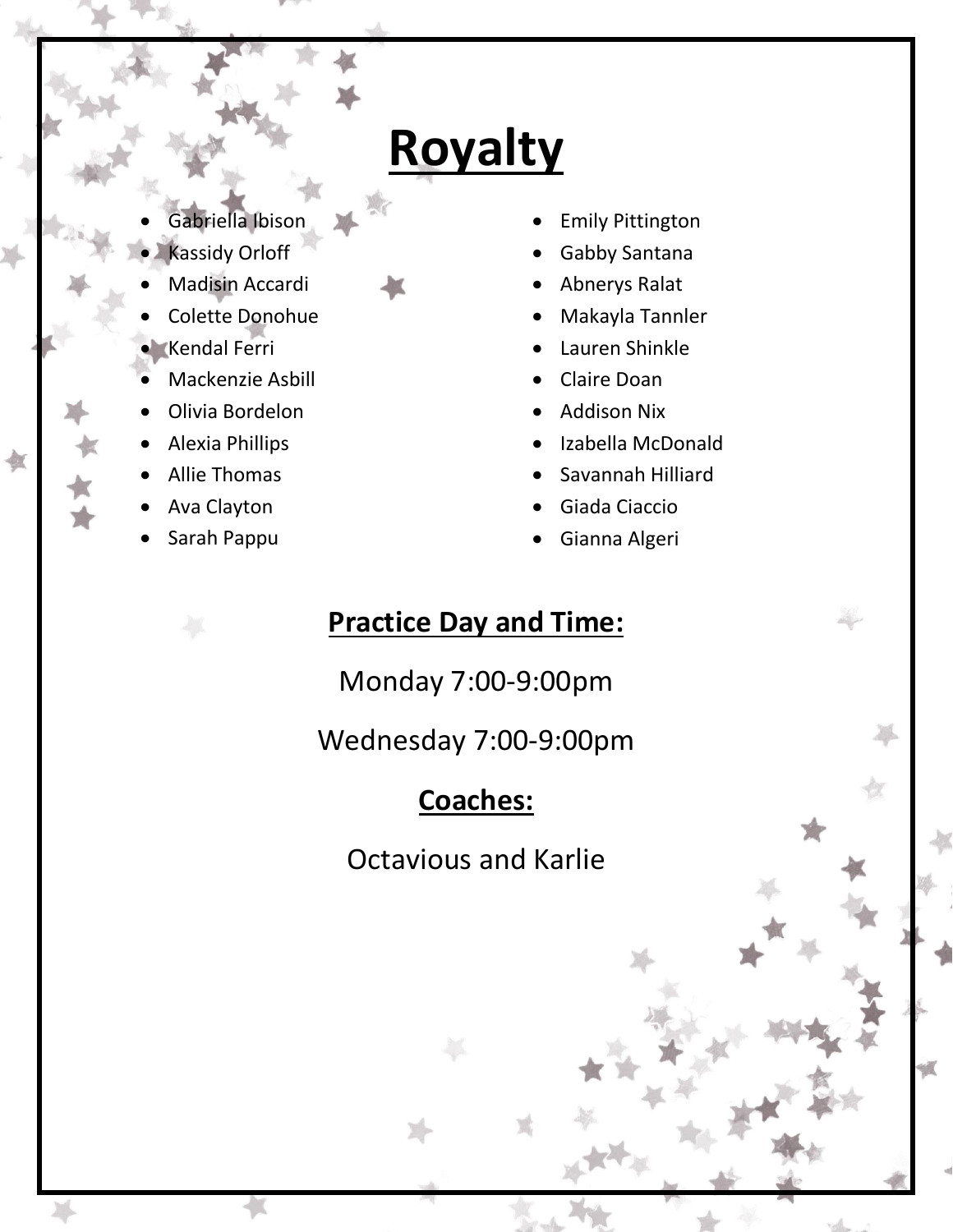# Royalty

- Gabriella Ibison
- Kassidy Orloff
- Madisin Accardi
- Colette Donohue
- Kendal Ferri
- Mackenzie Asbill
- Olivia Bordelon
- Alexia Phillips
- Allie Thomas
- Ava Clayton
- Sarah Pappu
- Emily Pittington
- Gabby Santana
- Abnerys Ralat
- Makayla Tannler
- Lauren Shinkle
- Claire Doan
- Addison Nix
- Izabella McDonald
- Savannah Hilliard
- Giada Ciaccio
- Gianna Algeri

**Practice Day and Time:**

Monday 7:00-9:00pm

Wednesday 7:00-9:00pm

**Coaches:**

Octavious and Karlie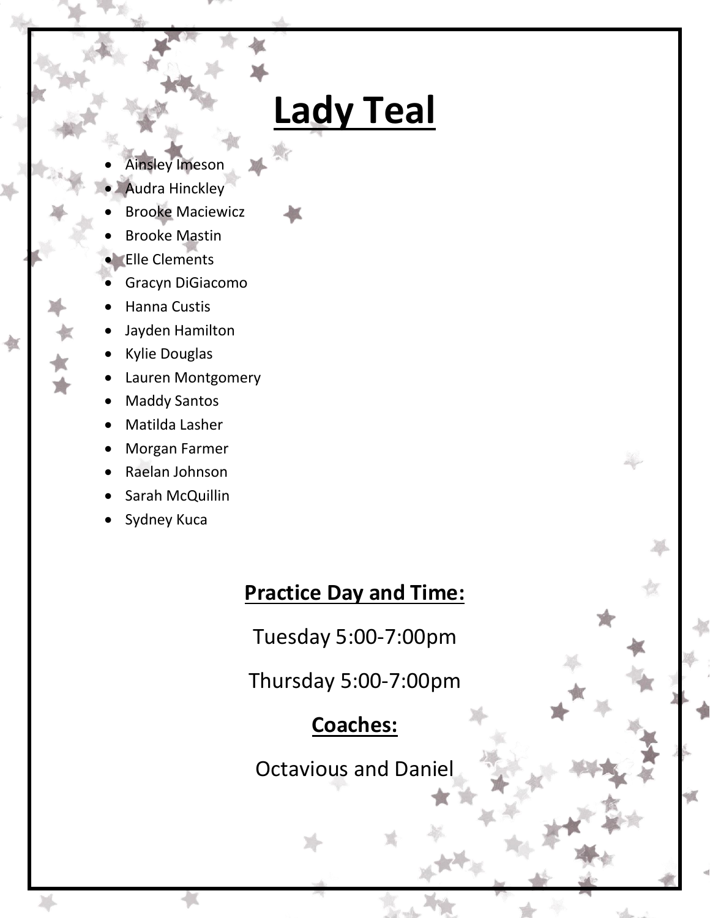# Lady Teal

- Ainsley Imeson
- Audra Hinckley
- Brooke Maciewicz
- Brooke Mastin
- Elle Clements
- Gracyn DiGiacomo
- Hanna Custis
- Jayden Hamilton
- Kylie Douglas
- Lauren Montgomery
- Maddy Santos
- Matilda Lasher
- Morgan Farmer
- Raelan Johnson
- Sarah McQuillin
- Sydney Kuca

## Practice Day and Time:

Tuesday 5:00-7:00pm

Thursday 5:00-7:00pm

## Coaches:

Octavious and Daniel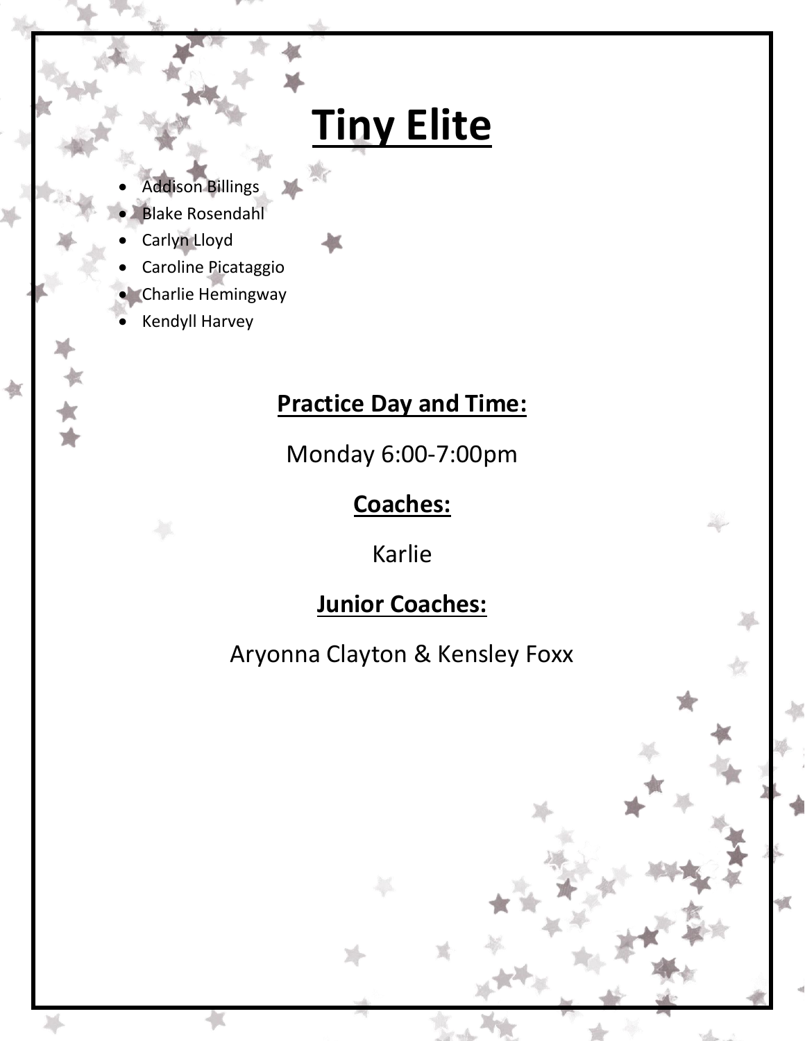# Tiny Elite

- Addison Billings
- Blake Rosendahl
- Carlyn Lloyd
- Caroline Picataggio
- Charlie Hemingway
- Kendyll Harvey

## Practice Day and Time:

Monday 6:00-7:00pm

## Coaches:

Karlie

## Junior Coaches:

Aryonna Clayton & Kensley Foxx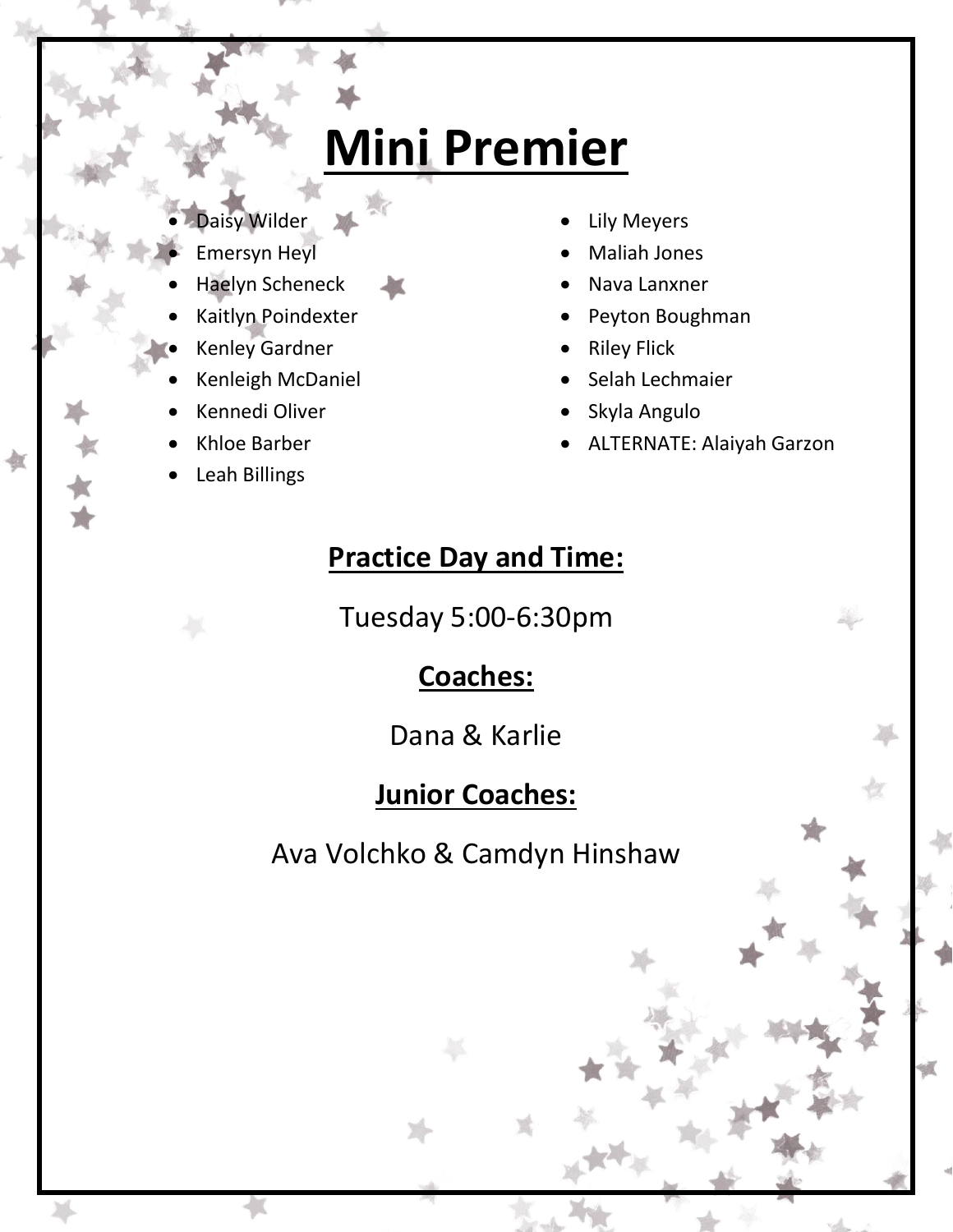# Mini Premier

- Daisy Wilder
- Emersyn Heyl
- Haelyn Scheneck
- Kaitlyn Poindexter
- Kenley Gardner
- Kenleigh McDaniel
- Kennedi Oliver
- Khloe Barber
- Leah Billings
- Lily Meyers
- Maliah Jones
- Nava Lanxner
- Peyton Boughman
- Riley Flick
- Selah Lechmaier
- Skyla Angulo
- ALTERNATE: Alaiyah Garzon

## Practice Day and Time:

Tuesday 5:00-6:30pm

## Coaches:

Dana & Karlie

## Junior Coaches:

Ava Volchko & Camdyn Hinshaw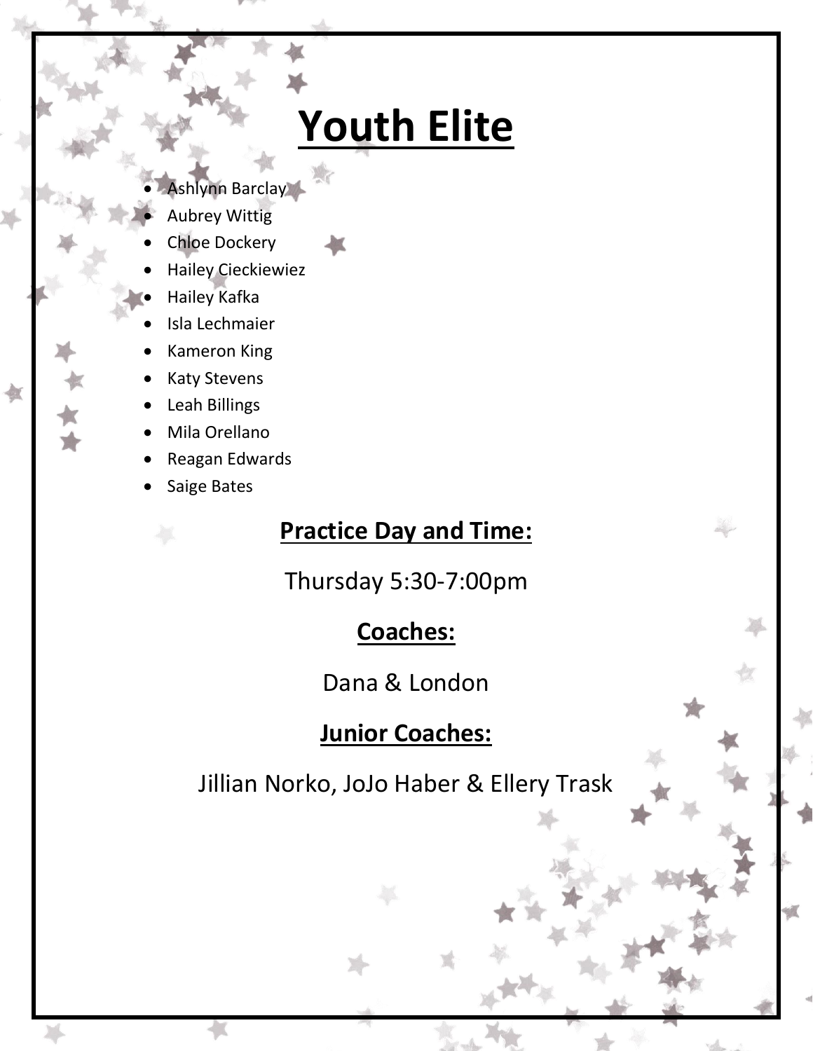# Youth Elite

- Ashlynn Barclay
- Aubrey Wittig
- Chloe Dockery
- Hailey Cieckiewiez
- Hailey Kafka
- Isla Lechmaier
- Kameron King
- Katy Stevens
- Leah Billings
- Mila Orellano
- Reagan Edwards
- Saige Bates

## Practice Day and Time:

Thursday 5:30-7:00pm

## Coaches:

Dana & London

## Junior Coaches:

Jillian Norko, JoJo Haber & Ellery Trask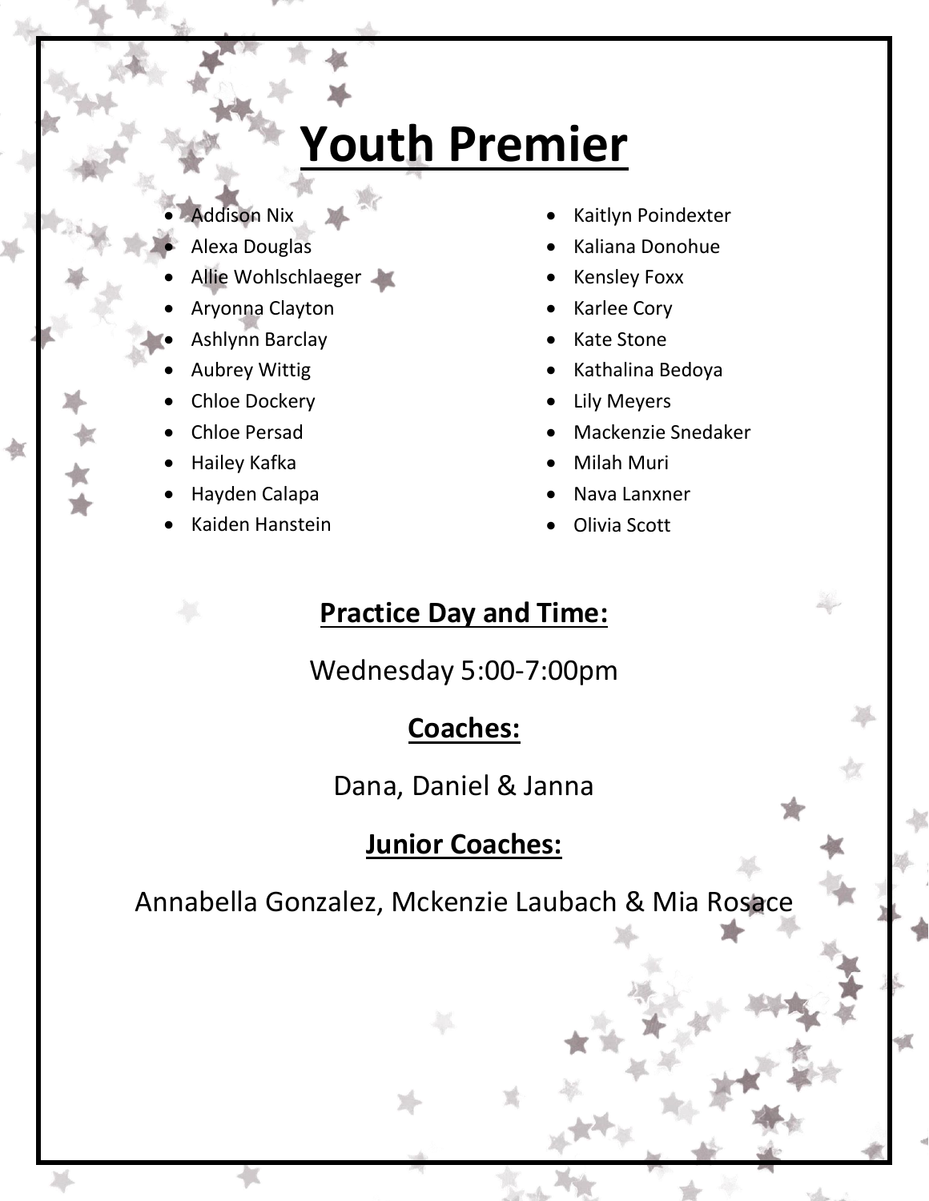# Youth Premier

- Addison Nix
- Alexa Douglas
- Allie Wohlschlaeger
- Aryonna Clayton
- Ashlynn Barclay
- Aubrey Wittig
- Chloe Dockery
- Chloe Persad
- Hailey Kafka
- Hayden Calapa
- Kaiden Hanstein
- Kaitlyn Poindexter
- Kaliana Donohue
- Kensley Foxx
- Karlee Cory
- Kate Stone
- Kathalina Bedoya
- Lily Meyers
- Mackenzie Snedaker
- Milah Muri
- Nava Lanxner
- Olivia Scott

## Practice Day and Time:

Wednesday 5:00-7:00pm

## Coaches:

Dana, Daniel & Janna

## Junior Coaches:

Annabella Gonzalez, Mckenzie Laubach & Mia Rosace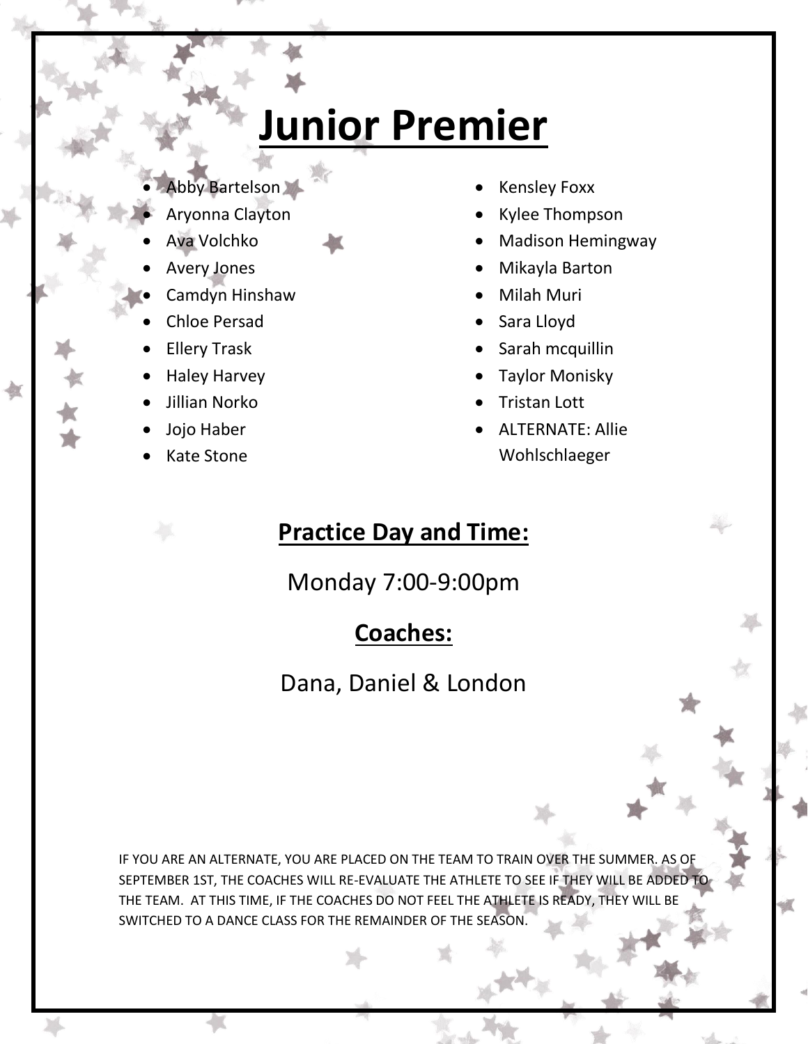# Junior Premier

- Abby Bartelson
- Aryonna Clayton
- Ava Volchko
- Avery Jones
- Camdyn Hinshaw
- Chloe Persad
- Ellery Trask
- Haley Harvey
- Jillian Norko
- Jojo Haber
- Kate Stone
- Kensley Foxx
- Kylee Thompson
- Madison Hemingway
- Mikayla Barton
- Milah Muri
- Sara Lloyd
- Sarah mcquillin
- Taylor Monisky
- Tristan Lott
- ALTERNATE: Allie Wohlschlaeger

## Practice Day and Time:

Monday 7:00-9:00pm

## Coaches:

Dana, Daniel & London

IF YOU ARE AN ALTERNATE, YOU ARE PLACED ON THE TEAM TO TRAIN OVER THE SUMMER. AS OF SEPTEMBER 1ST, THE COACHES WILL RE-EVALUATE THE ATHLETE TO SEE IF THEY WILL BE ADDED TO THE TEAM. AT THIS TIME, IF THE COACHES DO NOT FEEL THE ATHLETE IS READY, THEY WILL BE SWITCHED TO A DANCE CLASS FOR THE REMAINDER OF THE SEASON.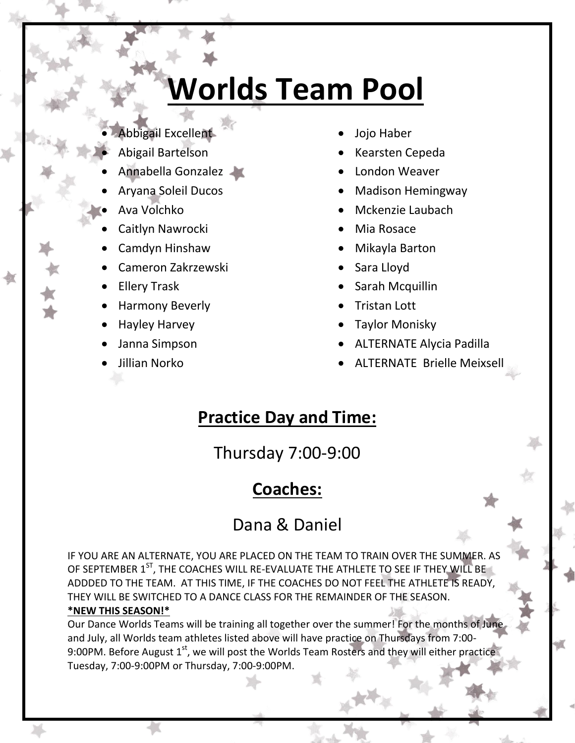# Worlds Team Pool

- Abbigail Excellent
- Abigail Bartelson
- Annabella Gonzalez
- Aryana Soleil Ducos
- Ava Volchko
- Caitlyn Nawrocki
- Camdyn Hinshaw
- Cameron Zakrzewski
- Ellery Trask
- Harmony Beverly
- Hayley Harvey
- Janna Simpson
- Jillian Norko
- Jojo Haber
- Kearsten Cepeda
- London Weaver
- Madison Hemingway
- Mckenzie Laubach
- Mia Rosace
- Mikayla Barton
- Sara Lloyd
- Sarah Mcquillin
- Tristan Lott
- Taylor Monisky
- ALTERNATE Alycia Padilla
- ALTERNATE Brielle Meixsell

## Practice Day and Time:

Thursday 7:00-9:00

## Coaches:

Dana & Daniel

IF YOU ARE AN ALTERNATE, YOU ARE PLACED ON THE TEAM TO TRAIN OVER THE SUMMER. AS OF SEPTEMBER 1ST, THE COACHES WILL RE-EVALUATE THE ATHLETE TO SEE IF THEY WILL BE ADDDED TO THE TEAM. AT THIS TIME, IF THE COACHES DO NOT FEEL THE ATHLETE IS READY, THEY WILL BE SWITCHED TO A DANCE CLASS FOR THE REMAINDER OF THE SEASON.

**\*NEW THIS SEASON!\***

Our Dance Worlds Teams will be training all together over the summer! For the months of June and July, all Worlds team athletes listed above will have practice on Thursdays from 7:00-9:00PM. Before August 1st, we will post the Worlds Team Rosters and they will either practice Tuesday, 7:00-9:00PM or Thursday, 7:00-9:00PM.